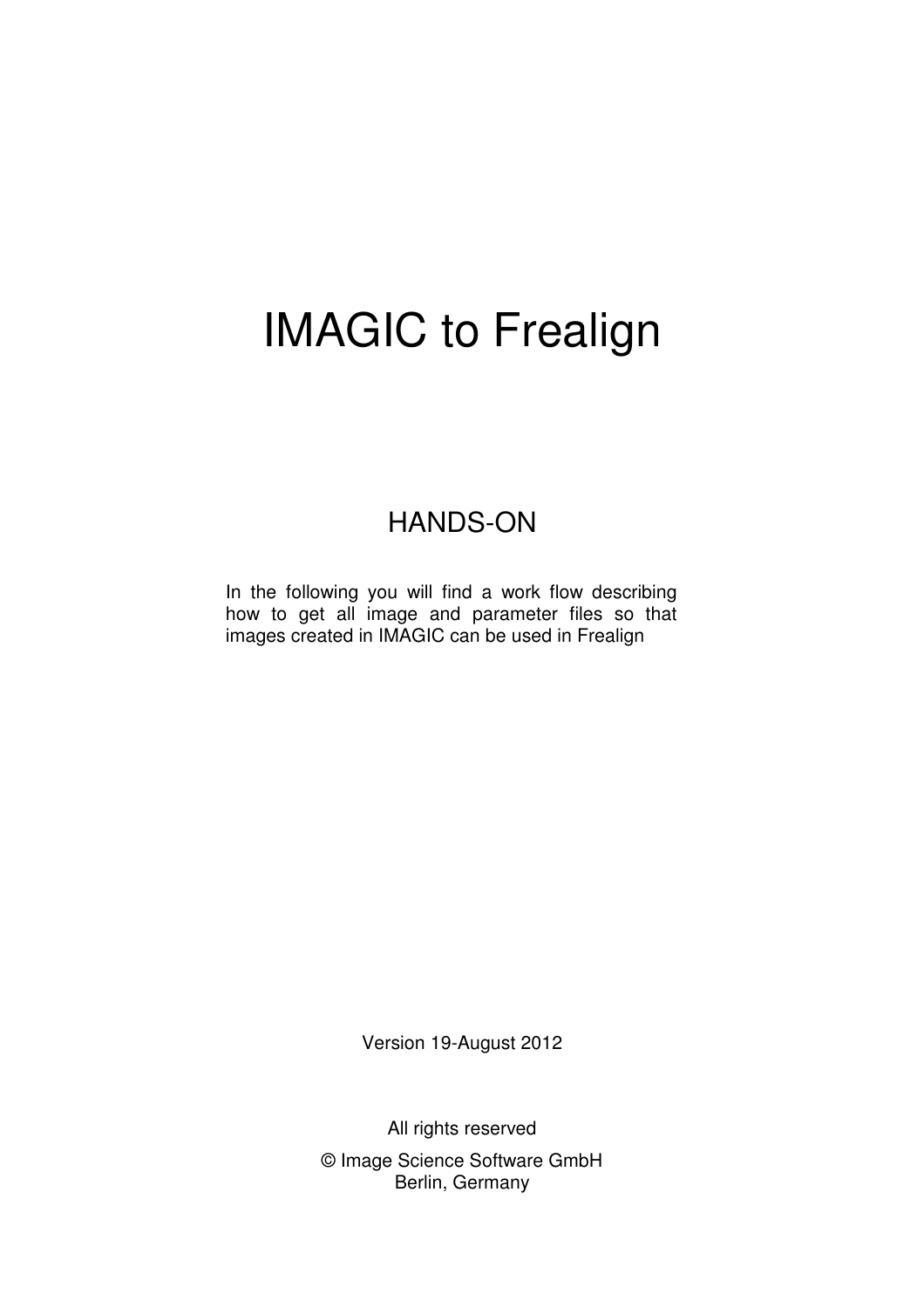# IMAGIC to Frealign

## HANDS-ON

In the following you will find a work flow describing how to get all image and parameter files so that images created in IMAGIC can be used in Frealign

Version 19-August 2012

All rights reserved

© Image Science Software GmbH
Berlin, Germany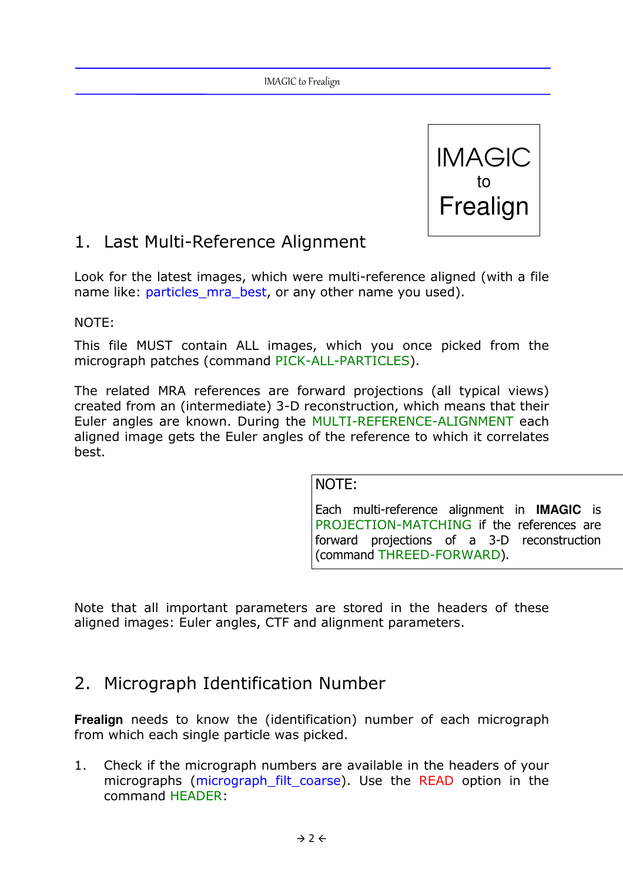IMAGIC
to
Frealign

## 1. Last Multi-Reference Alignment

Look for the latest images, which were multi-reference aligned (with a file name like: particles_mra_best, or any other name you used).

NOTE:

This file MUST contain ALL images, which you once picked from the micrograph patches (command PICK-ALL-PARTICLES).

The related MRA references are forward projections (all typical views) created from an (intermediate) 3-D reconstruction, which means that their Euler angles are known. During the MULTI-REFERENCE-ALIGNMENT each aligned image gets the Euler angles of the reference to which it correlates best.

> NOTE:
>
> Each multi-reference alignment in **IMAGIC** is PROJECTION-MATCHING if the references are forward projections of a 3-D reconstruction (command THREED-FORWARD).

Note that all important parameters are stored in the headers of these aligned images: Euler angles, CTF and alignment parameters.

## 2. Micrograph Identification Number

**Frealign** needs to know the (identification) number of each micrograph from which each single particle was picked.

1. Check if the micrograph numbers are available in the headers of your micrographs (micrograph_filt_coarse). Use the READ option in the command HEADER: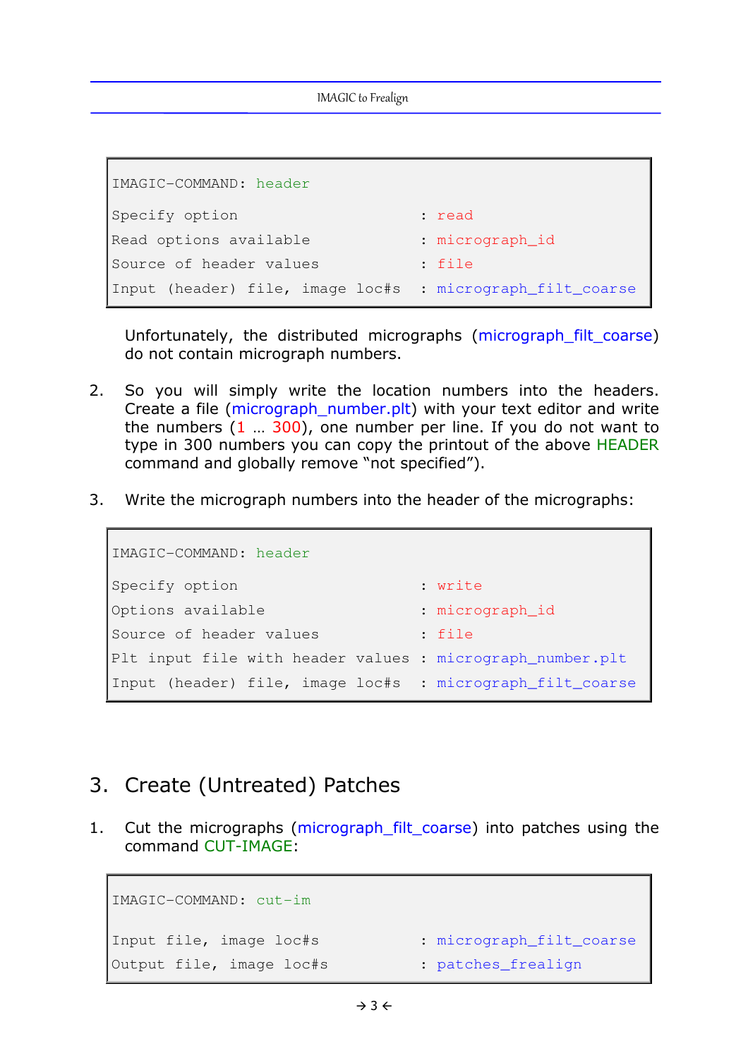```
IMAGIC-COMMAND: header

Specify option                        : read
Read options available                : micrograph_id
Source of header values               : file
Input (header) file, image loc#s      : micrograph_filt_coarse
```

Unfortunately, the distributed micrographs (micrograph_filt_coarse) do not contain micrograph numbers.

2. So you will simply write the location numbers into the headers. Create a file (micrograph_number.plt) with your text editor and write the numbers (1 … 300), one number per line. If you do not want to type in 300 numbers you can copy the printout of the above HEADER command and globally remove "not specified").

3. Write the micrograph numbers into the header of the micrographs:

```
IMAGIC-COMMAND: header

Specify option                        : write
Options available                     : micrograph_id
Source of header values               : file
Plt input file with header values     : micrograph_number.plt
Input (header) file, image loc#s      : micrograph_filt_coarse
```

## 3. Create (Untreated) Patches

1. Cut the micrographs (micrograph_filt_coarse) into patches using the command CUT-IMAGE:

```
IMAGIC-COMMAND: cut-im

Input file, image loc#s               : micrograph_filt_coarse
Output file, image loc#s              : patches_frealign
```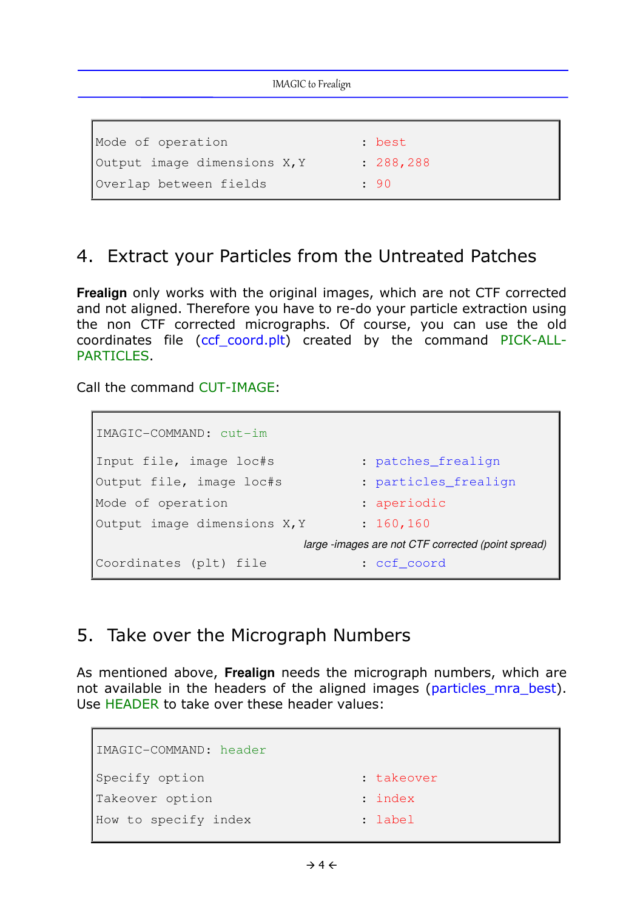```
Mode of operation                    : best
Output image dimensions X,Y          : 288,288
Overlap between fields               : 90
```

## 4. Extract your Particles from the Untreated Patches

**Frealign** only works with the original images, which are not CTF corrected and not aligned. Therefore you have to re-do your particle extraction using the non CTF corrected micrographs. Of course, you can use the old coordinates file (ccf_coord.plt) created by the command PICK-ALL-PARTICLES.

Call the command CUT-IMAGE:

```
IMAGIC-COMMAND: cut-im

Input file, image loc#s              : patches_frealign
Output file, image loc#s             : particles_frealign
Mode of operation                    : aperiodic
Output image dimensions X,Y          : 160,160
            large -images are not CTF corrected (point spread)
Coordinates (plt) file               : ccf_coord
```

## 5. Take over the Micrograph Numbers

As mentioned above, **Frealign** needs the micrograph numbers, which are not available in the headers of the aligned images (particles_mra_best). Use HEADER to take over these header values:

```
IMAGIC-COMMAND: header

Specify option                       : takeover
Takeover option                      : index
How to specify index                 : label
```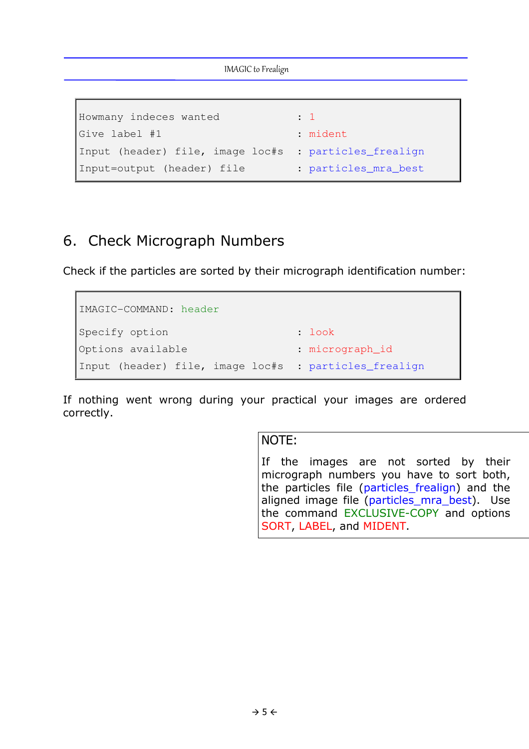```
Howmany indeces wanted              : 1
Give label #1                       : mident
Input (header) file, image loc#s    : particles_frealign
Input=output (header) file          : particles_mra_best
```

## 6. Check Micrograph Numbers

Check if the particles are sorted by their micrograph identification number:

```
IMAGIC-COMMAND: header

Specify option                      : look
Options available                   : micrograph_id
Input (header) file, image loc#s    : particles_frealign
```

If nothing went wrong during your practical your images are ordered correctly.

> NOTE:
>
> If the images are not sorted by their micrograph numbers you have to sort both, the particles file (particles_frealign) and the aligned image file (particles_mra_best). Use the command EXCLUSIVE-COPY and options SORT, LABEL, and MIDENT.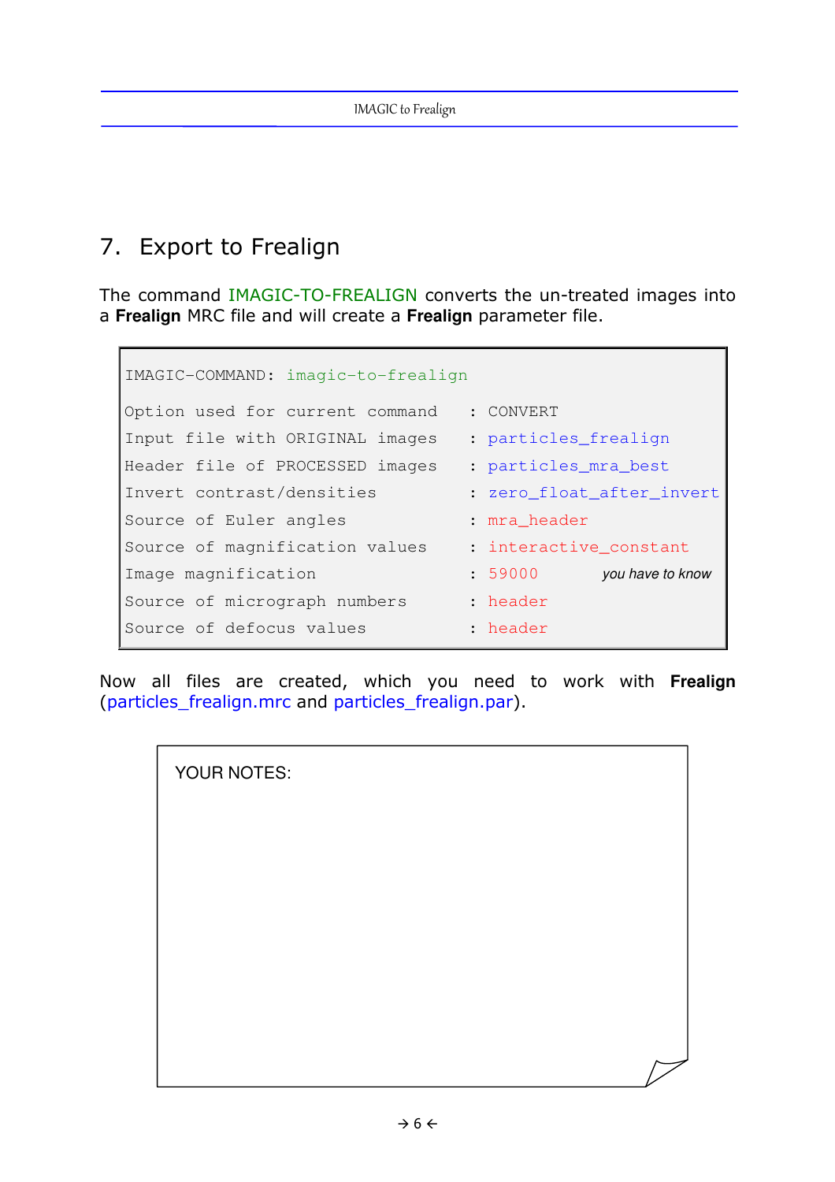# 7. Export to Frealign

The command IMAGIC-TO-FREALIGN converts the un-treated images into a **Frealign** MRC file and will create a **Frealign** parameter file.

```
IMAGIC-COMMAND: imagic-to-frealign

Option used for current command     : CONVERT
Input file with ORIGINAL images     : particles_frealign
Header file of PROCESSED images     : particles_mra_best
Invert contrast/densities           : zero_float_after_invert
Source of Euler angles              : mra_header
Source of magnification values      : interactive_constant
Image magnification                 : 59000        you have to know
Source of micrograph numbers        : header
Source of defocus values            : header
```

Now all files are created, which you need to work with **Frealign** (particles_frealign.mrc and particles_frealign.par).

YOUR NOTES: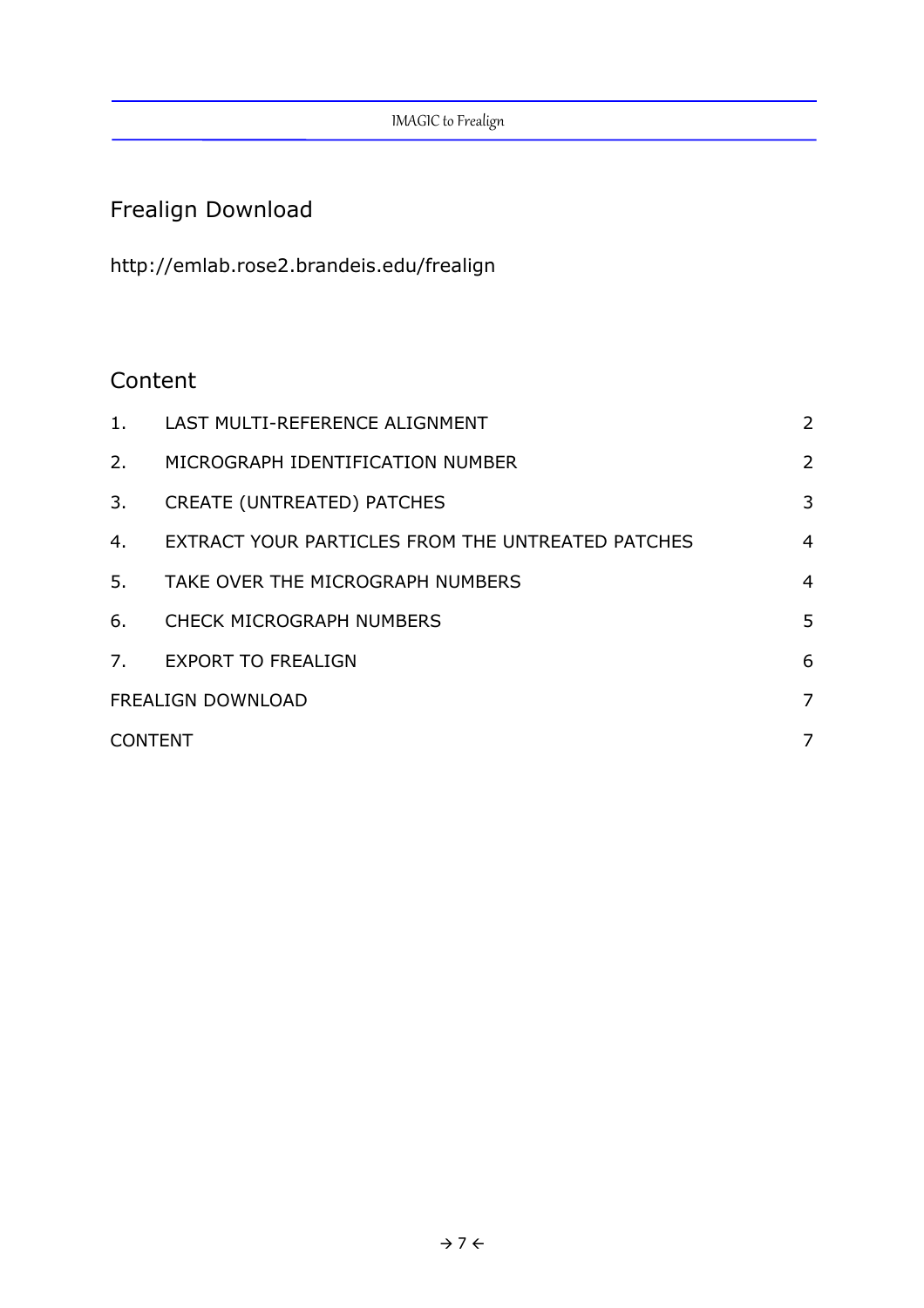## Frealign Download

http://emlab.rose2.brandeis.edu/frealign

## Content

| | | |
|---|---|---|
| 1. | LAST MULTI-REFERENCE ALIGNMENT | 2 |
| 2. | MICROGRAPH IDENTIFICATION NUMBER | 2 |
| 3. | CREATE (UNTREATED) PATCHES | 3 |
| 4. | EXTRACT YOUR PARTICLES FROM THE UNTREATED PATCHES | 4 |
| 5. | TAKE OVER THE MICROGRAPH NUMBERS | 4 |
| 6. | CHECK MICROGRAPH NUMBERS | 5 |
| 7. | EXPORT TO FREALIGN | 6 |
| FREALIGN DOWNLOAD | | 7 |
| CONTENT | | 7 |